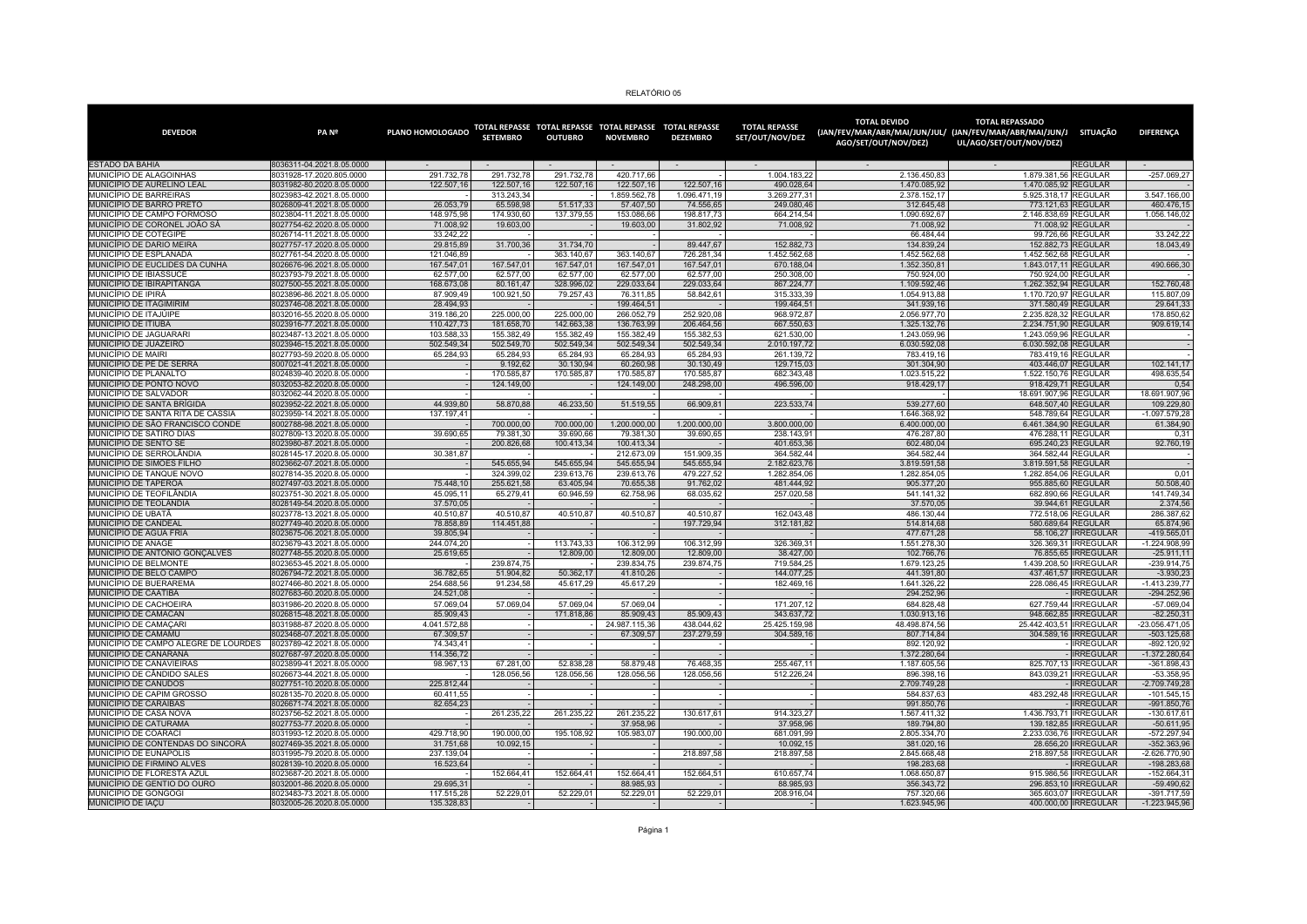RELATÓRIO 05

| DEVEDOR | PA Nº | PLANO HOMOLOGADO | TOTAL REPASSE SETEMBRO | TOTAL REPASSE OUTUBRO | TOTAL REPASSE NOVEMBRO | TOTAL REPASSE DEZEMBRO | TOTAL REPASSE SET/OUT/NOV/DEZ | TOTAL DEVIDO (JAN/FEV/MAR/ABR/MAI/JUN/JUL/AGO/SET/OUT/NOV/DEZ) | TOTAL REPASSADO (JAN/FEV/MAR/ABR/MAI/JUN/JUL/AGO/SET/OUT/NOV/DEZ) | SITUAÇÃO | DIFERENÇA |
|---|---|---|---|---|---|---|---|---|---|---|---|
| ESTADO DA BAHIA | 8036311-04.2021.8.05.0000 | - | - | - | - | - | - | - | - | REGULAR | - |
| MUNICÍPIO DE ALAGOINHAS | 8031928-17.2020.805.0000 | 291.732,78 | 291.732,78 | 291.732,78 | 420.717,66 | - | 1.004.183,22 | 2.136.450,83 | 1.879.381,56 | REGULAR | -257.069,27 |
| MUNICÍPIO DE AURELINO LEAL | 8031982-80.2020.8.05.0000 | 122.507,16 | 122.507,16 | 122.507,16 | 122.507,16 | 122.507,16 | 490.028,64 | 1.470.085,92 | 1.470.085,92 | REGULAR | - |
| MUNICÍPIO DE BARREIRAS | 8023983-42.2021.8.05.0000 | - | 313.243,34 | - | 1.859.562,78 | 1.096.471,19 | 3.269.277,31 | 2.378.152,17 | 5.925.318,17 | REGULAR | 3.547.166,00 |
| MUNICÍPIO DE BARRO PRETO | 8026809-41.2021.8.05.0000 | 26.053,79 | 65.598,98 | 51.517,33 | 57.407,50 | 74.556,65 | 249.080,46 | 312.645,48 | 773.121,63 | REGULAR | 460.476,15 |
| MUNICÍPIO DE CAMPO FORMOSO | 8023804-11.2021.8.05.0000 | 148.975,98 | 174.930,60 | 137.379,55 | 153.086,66 | 198.817,73 | 664.214,54 | 1.090.692,67 | 2.146.838,69 | REGULAR | 1.056.146,02 |
| MUNICÍPIO DE CORONEL JOÃO SÁ | 8027754-62.2020.8.05.0000 | 71.008,92 | 19.603,00 | - | 19.603,00 | 31.802,92 | 71.008,92 | 71.008,92 | 71.008,92 | REGULAR | - |
| MUNICÍPIO DE COTEGIPE | 8026714-11.2021.8.05.0000 | 33.242,22 | - | - | - | - | - | 66.484,44 | 99.726,66 | REGULAR | 33.242,22 |
| MUNICÍPIO DE DARIO MEIRA | 8027757-17.2020.8.05.0000 | 29.815,89 | 31.700,36 | 31.734,70 | - | 89.447,67 | 152.882,73 | 134.839,24 | 152.882,73 | REGULAR | 18.043,49 |
| MUNICÍPIO DE ESPLANADA | 8027761-54.2020.8.05.0000 | 121.046,89 | - | 363.140,67 | 363.140,67 | 726.281,34 | 1.452.562,68 | 1.452.562,68 | 1.452.562,68 | REGULAR | - |
| MUNICÍPIO DE EUCLIDES DA CUNHA | 8026676-96.2021.8.05.0000 | 167.547,01 | 167.547,01 | 167.547,01 | 167.547,01 | 167.547,01 | 670.188,04 | 1.352.350,81 | 1.843.017,11 | REGULAR | 490.666,30 |
| MUNICÍPIO DE IBIASSUCÊ | 8023793-79.2021.8.05.0000 | 62.577,00 | 62.577,00 | 62.577,00 | 62.577,00 | 62.577,00 | 250.308,00 | 750.924,00 | 750.924,00 | REGULAR | - |
| MUNICÍPIO DE IBIRAPITANGA | 8027500-55.2021.8.05.0000 | 168.673,08 | 80.161,47 | 328.996,02 | 229.033,64 | 229.033,64 | 867.224,77 | 1.109.592,46 | 1.262.352,94 | REGULAR | 152.760,48 |
| MUNICÍPIO DE IPIRÁ | 8023896-86.2021.8.05.0000 | 87.909,49 | 100.921,50 | 79.257,43 | 76.311,85 | 58.842,61 | 315.333,39 | 1.054.913,88 | 1.170.720,97 | REGULAR | 115.807,09 |
| MUNICÍPIO DE ITAGIMIRIM | 8023746-08.2021.8.05.0000 | 28.494,93 | - | - | 199.464,51 | - | 199.464,51 | 341.939,16 | 371.580,49 | REGULAR | 29.641,33 |
| MUNICÍPIO DE ITAJUÍPE | 8032016-55.2020.8.05.0000 | 319.186,20 | 225.000,00 | 225.000,00 | 266.052,79 | 252.920,08 | 968.972,87 | 2.056.977,70 | 2.235.828,32 | REGULAR | 178.850,62 |
| MUNICÍPIO DE ITIÚBA | 8023916-77.2021.8.05.0000 | 110.427,73 | 181.658,70 | 142.663,38 | 136.763,99 | 206.464,56 | 667.550,63 | 1.325.132,76 | 2.234.751,90 | REGULAR | 909.619,14 |
| MUNICÍPIO DE JAGUARARI | 8023487-13.2021.8.05.0000 | 103.588,33 | 155.382,49 | 155.382,49 | 155.382,49 | 155.382,53 | 621.530,00 | 1.243.059,96 | 1.243.059,96 | REGULAR | - |
| MUNICÍPIO DE JUAZEIRO | 8023946-15.2021.8.05.0000 | 502.549,34 | 502.549,70 | 502.549,34 | 502.549,34 | 502.549,34 | 2.010.197,72 | 6.030.592,08 | 6.030.592,08 | REGULAR | - |
| MUNICÍPIO DE MAIRI | 8027793-59.2020.8.05.0000 | 65.284,93 | 65.284,93 | 65.284,93 | 65.284,93 | 65.284,93 | 261.139,72 | 783.419,16 | 783.419,16 | REGULAR | - |
| MUNICÍPIO DE PÉ DE SERRA | 8007021-41.2021.8.05.0000 | - | 9.192,62 | 30.130,94 | 60.260,98 | 30.130,49 | 129.715,03 | 301.304,90 | 403.446,07 | REGULAR | 102.141,17 |
| MUNICÍPIO DE PLANALTO | 8024839-40.2020.8.05.0000 | - | 170.585,87 | 170.585,87 | 170.585,87 | 170.585,87 | 682.343,48 | 1.023.515,22 | 1.522.150,76 | REGULAR | 498.635,54 |
| MUNICÍPIO DE PONTO NOVO | 8032053-82.2020.8.05.0000 | - | 124.149,00 | - | 124.149,00 | 248.298,00 | 496.596,00 | 918.429,17 | 918.429,71 | REGULAR | 0,54 |
| MUNICÍPIO DE SALVADOR | 8032062-44.2020.8.05.0000 | - | - | - | - | - | - | - | 18.691.907,96 | REGULAR | 18.691.907,96 |
| MUNICÍPIO DE SANTA BRÍGIDA | 8023952-22.2021.8.05.0000 | 44.939,80 | 58.870,88 | 46.233,50 | 51.519,55 | 66.909,81 | 223.533,74 | 539.277,60 | 648.507,40 | REGULAR | 109.229,80 |
| MUNICÍPIO DE SANTA RITA DE CÁSSIA | 8023959-14.2021.8.05.0000 | 137.197,41 | - | - | - | - | - | 1.646.368,92 | 548.789,64 | REGULAR | -1.097.579,28 |
| MUNICÍPIO DE SÃO FRANCISCO CONDE | 8002788-98.2021.8.05.0000 | - | 700.000,00 | 700.000,00 | 1.200.000,00 | 1.200.000,00 | 3.800.000,00 | 6.400.000,00 | 6.461.384,90 | REGULAR | 61.384,90 |
| MUNICÍPIO DE SÁTIRO DIAS | 8027809-13.2020.8.05.0000 | 39.690,65 | 79.381,30 | 39.690,66 | 79.381,30 | 39.690,65 | 238.143,91 | 476.287,80 | 476.288,11 | REGULAR | 0,31 |
| MUNICÍPIO DE SENTO SÉ | 8023980-87.2021.8.05.0000 | - | 200.826,68 | 100.413,34 | 100.413,34 | - | 401.653,36 | 602.480,04 | 695.240,23 | REGULAR | 92.760,19 |
| MUNICÍPIO DE SERROLÂNDIA | 8028145-17.2020.8.05.0000 | 30.381,87 | - | - | 212.673,09 | 151.909,35 | 364.582,44 | 364.582,44 | 364.582,44 | REGULAR | - |
| MUNICÍPIO DE SIMÕES FILHO | 8023662-07.2021.8.05.0000 | - | 545.655,94 | 545.655,94 | 545.655,94 | 545.655,94 | 2.182.623,76 | 3.819.591,58 | 3.819.591,58 | REGULAR | - |
| MUNICÍPIO DE TANQUE NOVO | 8027814-35.2020.8.05.0000 | - | 324.399,02 | 239.613,76 | 239.613,76 | 479.227,52 | 1.282.854,06 | 1.282.854,05 | 1.282.854,06 | REGULAR | 0,01 |
| MUNICÍPIO DE TAPEROÁ | 8027497-03.2021.8.05.0000 | 75.448,10 | 255.621,58 | 63.405,94 | 70.655,38 | 91.762,02 | 481.444,92 | 905.377,20 | 955.885,60 | REGULAR | 50.508,40 |
| MUNICÍPIO DE TEOFILÂNDIA | 8023751-30.2021.8.05.0000 | 45.095,11 | 65.279,41 | 60.946,59 | 62.758,96 | 68.035,62 | 257.020,58 | 541.141,32 | 682.890,66 | REGULAR | 141.749,34 |
| MUNICÍPIO DE TEOLÂNDIA | 8028149-54.2020.8.05.0000 | 37.570,05 | - | - | - | - | - | 37.570,05 | 39.944,61 | REGULAR | 2.374,56 |
| MUNICÍPIO DE UBATÃ | 8023778-13.2021.8.05.0000 | 40.510,87 | 40.510,87 | 40.510,87 | 40.510,87 | 40.510,87 | 162.043,48 | 486.130,44 | 772.518,06 | REGULAR | 286.387,62 |
| MUNICÍPIO DE CANDEAL | 8027749-40.2020.8.05.0000 | 78.858,89 | 114.451,88 | - | - | 197.729,94 | 312.181,82 | 514.814,68 | 580.689,64 | REGULAR | 65.874,96 |
| MUNICÍPIO DE ÁGUA FRIA | 8023675-06.2021.8.05.0000 | 39.805,94 | - | - | - | - | - | 477.671,28 | 58.106,27 | IRREGULAR | -419.565,01 |
| MUNICÍPIO DE ANAGÉ | 8023679-43.2021.8.05.0000 | 244.074,20 | - | 113.743,33 | 106.312,99 | 106.312,99 | 326.369,31 | 1.551.278,30 | 326.369,31 | IRREGULAR | -1.224.908,99 |
| MUNICÍPIO DE ANTÔNIO GONÇALVES | 8027748-55.2020.8.05.0000 | 25.619,65 | - | - | 12.809,00 | 12.809,00 | 38.427,00 | 102.766,76 | 76.855,65 | IRREGULAR | -25.911,11 |
| MUNICÍPIO DE BELMONTE | 8023653-45.2021.8.05.0000 | - | 239.874,75 | - | 239.834,75 | 239.874,75 | 719.584,25 | 1.679.123,25 | 1.439.208,50 | IRREGULAR | -239.914,75 |
| MUNICÍPIO DE BELO CAMPO | 8026794-72.2021.8.05.0000 | 36.782,65 | 51.904,82 | 50.362,17 | 41.810,26 | - | 144.077,25 | 441.391,80 | 437.461,57 | IRREGULAR | -3.930,23 |
| MUNICÍPIO DE BUERAREMA | 8027466-80.2021.8.05.0000 | 254.688,56 | 91.234,58 | 45.617,29 | 45.617,29 | - | 182.469,16 | 1.641.326,22 | 228.086,45 | IRREGULAR | -1.413.239,77 |
| MUNICÍPIO DE CAATIBA | 8027683-60.2020.8.05.0000 | 24.521,08 | - | - | - | - | - | 294.252,96 | - | IRREGULAR | -294.252,96 |
| MUNICÍPIO DE CACHOEIRA | 8031986-20.2020.8.05.0000 | 57.069,04 | 57.069,04 | 57.069,04 | 57.069,04 | - | 171.207,12 | 684.828,48 | 627.759,44 | IRREGULAR | -57.069,04 |
| MUNICÍPIO DE CAMACAN | 8026815-48.2021.8.05.0000 | 85.909,43 | - | 171.818,86 | 85.909,43 | 85.909,43 | 343.637,72 | 1.030.913,16 | 948.662,85 | IRREGULAR | -82.250,31 |
| MUNICÍPIO DE CAMAÇARI | 8031988-87.2020.8.05.0000 | 4.041.572,88 | - | - | 24.987.115,36 | 438.044,62 | 25.425.159,98 | 48.498.874,56 | 25.442.403,51 | IRREGULAR | -23.056.471,05 |
| MUNICÍPIO DE CAMAMU | 8023468-07.2021.8.05.0000 | 67.309,57 | - | - | 67.309,57 | 237.279,59 | 304.589,16 | 807.714,84 | 304.589,16 | IRREGULAR | -503.125,68 |
| MUNICÍPIO DE CAMPO ALEGRE DE LOURDES | 8023789-42.2021.8.05.0000 | 74.343,41 | - | - | - | - | - | 892.120,92 | - | IRREGULAR | -892.120,92 |
| MUNICÍPIO DE CANARANA | 8027687-97.2020.8.05.0000 | 114.356,72 | - | - | - | - | - | 1.372.280,64 | - | IRREGULAR | -1.372.280,64 |
| MUNICÍPIO DE CANAVIEIRAS | 8023899-41.2021.8.05.0000 | 98.967,13 | 67.281,00 | 52.838,28 | 58.879,48 | 76.468,35 | 255.467,11 | 1.187.605,56 | 825.707,13 | IRREGULAR | -361.898,43 |
| MUNICÍPIO DE CÂNDIDO SALES | 8026673-44.2021.8.05.0000 | - | 128.056,56 | 128.056,56 | 128.056,56 | 128.056,56 | 512.226,24 | 896.398,16 | 843.039,21 | IRREGULAR | -53.358,95 |
| MUNICÍPIO DE CANUDOS | 8027751-10.2020.8.05.0000 | 225.812,44 | - | - | - | - | - | 2.709.749,28 | - | IRREGULAR | -2.709.749,28 |
| MUNICÍPIO DE CAPIM GROSSO | 8028135-70.2020.8.05.0000 | 60.411,55 | - | - | - | - | - | 584.837,63 | 483.292,48 | IRREGULAR | -101.545,15 |
| MUNICÍPIO DE CARAÍBAS | 8026671-74.2021.8.05.0000 | 82.654,23 | - | - | - | - | - | 991.850,76 | - | IRREGULAR | -991.850,76 |
| MUNICÍPIO DE CASA NOVA | 8023756-52.2021.8.05.0000 | - | 261.235,22 | 261.235,22 | 261.235,22 | 130.617,61 | 914.323,27 | 1.567.411,32 | 1.436.793,71 | IRREGULAR | -130.617,61 |
| MUNICÍPIO DE CATURAMA | 8027753-77.2020.8.05.0000 | - | - | - | 37.958,96 | - | 37.958,96 | 189.794,80 | 139.182,85 | IRREGULAR | -50.611,95 |
| MUNICÍPIO DE COARACI | 8031993-12.2020.8.05.0000 | 429.718,90 | 190.000,00 | 195.108,92 | 105.983,07 | 190.000,00 | 681.091,99 | 2.805.334,70 | 2.233.036,76 | IRREGULAR | -572.297,94 |
| MUNICÍPIO DE CONTENDAS DO SINCORÁ | 8027469-35.2021.8.05.0000 | 31.751,68 | 10.092,15 | - | - | - | 10.092,15 | 381.020,16 | 28.656,20 | IRREGULAR | -352.363,96 |
| MUNICÍPIO DE EUNÁPOLIS | 8031995-79.2020.8.05.0000 | 237.139,04 | - | - | - | 218.897,58 | 218.897,58 | 2.845.668,48 | 218.897,58 | IRREGULAR | -2.626.770,90 |
| MUNICÍPIO DE FIRMINO ALVES | 8028139-10.2020.8.05.0000 | 16.523,64 | - | - | - | - | - | 198.283,68 | - | IRREGULAR | -198.283,68 |
| MUNICÍPIO DE FLORESTA AZUL | 8023687-20.2021.8.05.0000 | - | 152.664,41 | 152.664,41 | 152.664,41 | 152.664,51 | 610.657,74 | 1.068.650,87 | 915.986,56 | IRREGULAR | -152.664,31 |
| MUNICÍPIO DE GENTIO DO OURO | 8032001-86.2020.8.05.0000 | 29.695,31 | - | - | 88.985,93 | - | 88.985,93 | 356.343,72 | 296.853,10 | IRREGULAR | -59.490,62 |
| MUNICÍPIO DE GONGOGI | 8023483-73.2021.8.05.0000 | 117.515,28 | 52.229,01 | 52.229,01 | 52.229,01 | 52.229,01 | 208.916,04 | 757.320,66 | 365.603,07 | IRREGULAR | -391.717,59 |
| MUNICÍPIO DE IAÇU | 8032005-26.2020.8.05.0000 | 135.328,83 | - | - | - | - | - | 1.623.945,96 | 400.000,00 | IRREGULAR | -1.223.945,96 |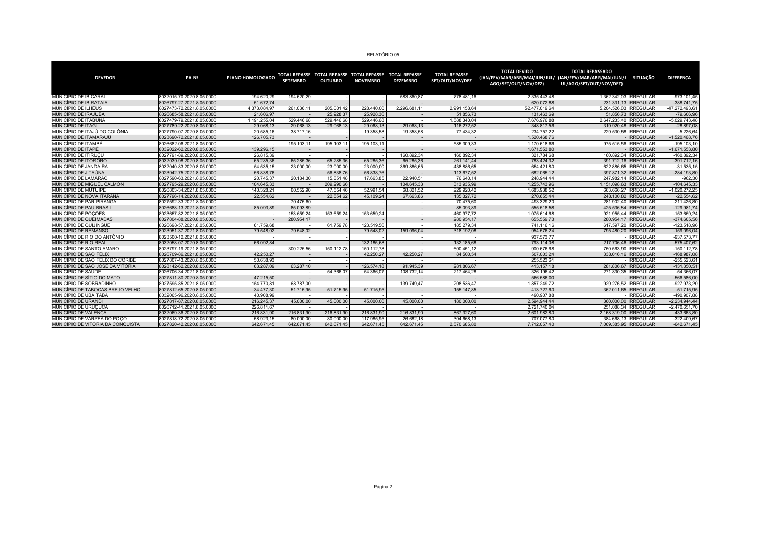RELATÓRIO 05

| DEVEDOR | PA Nº | PLANO HOMOLOGADO | TOTAL REPASSE SETEMBRO | TOTAL REPASSE OUTUBRO | TOTAL REPASSE NOVEMBRO | TOTAL REPASSE DEZEMBRO | TOTAL REPASSE SET/OUT/NOV/DEZ | TOTAL DEVIDO (JAN/FEV/MAR/ABR/MAI/JUN/JUL/AGO/SET/OUT/NOV/DEZ) | TOTAL REPASSADO (JAN/FEV/MAR/ABR/MAI/JUN/JUL/AGO/SET/OUT/NOV/DEZ) | SITUAÇÃO | DIFERENÇA |
|---|---|---|---|---|---|---|---|---|---|---|---|
| MUNICÍPIO DE IBICARAÍ | 8032015-70.2020.8.05.0000 | 194.620,29 | 194.620,29 | - | - | 583.860,87 | 778.481,16 | 2.335.443,48 | 1.362.342,03 | IRREGULAR | -973.101,45 |
| MUNICÍPIO DE IBIRATAIA | 8026797-27.2021.8.05.0000 | 51.672,74 | - | - | - | - | - | 620.072,88 | 231.331,13 | IRREGULAR | -388.741,75 |
| MUNICÍPIO DE ILHÉUS | 8027473-72.2021.8.05.0000 | 4.373.084,97 | 261.036,11 | 205.001,42 | 228.440,00 | 2.296.681,11 | 2.991.158,64 | 52.477.019,64 | 5.204.526,03 | IRREGULAR | -47.272.493,61 |
| MUNICÍPIO DE IRAJUBA | 8026685-58.2021.8.05.0000 | 21.606,97 | - | 25.928,37 | 25.928,36 | - | 51.856,73 | 131.463,69 | 51.856,73 | IRREGULAR | -79.606,96 |
| MUNICÍPIO DE ITABUNA | 8027479-79.2021.8.05.0000 | 1.191.255,04 | 529.446,68 | 529.446,68 | 529.446,68 | - | 1.588.340,04 | 7.676.976,88 | 2.647.233,40 | IRREGULAR | -5.029.743,48 |
| MUNICÍPIO DE ITAGI | 8027789-22.2020.8.05.0000 | 29.068,13 | 29.068,13 | 29.068,13 | 29.068,13 | 29.068,13 | 116.272,52 | 348.817,56 | 319.920,48 | IRREGULAR | -28.897,08 |
| MUNICÍPIO DE ITAJÚ DO COLÔNIA | 8027790-07.2020.8.05.0000 | 20.585,16 | 38.717,16 | - | 19.358,58 | 19.358,58 | 77.434,32 | 234.757,22 | 229.530,58 | IRREGULAR | -5.226,64 |
| MUNICÍPIO DE ITAMARAJU | 8023690-72.2021.8.05.0000 | 126.705,73 | - | - | - | - | - | 1.520.468,76 | - | IRREGULAR | -1.520.468,76 |
| MUNICÍPIO DE ITAMBÉ | 8026682-06.2021.8.05.0000 | - | 195.103,11 | 195.103,11 | 195.103,11 | - | 585.309,33 | 1.170.618,66 | 975.515,56 | IRREGULAR | -195.103,10 |
| MUNICÍPIO DE ITAPÉ | 8032022-62.2020.8.05.0000 | 139.296,15 | - | - | - | - | - | 1.671.553,80 | - | IRREGULAR | -1.671.553,80 |
| MUNICÍPIO DE ITIRUÇÚ | 8027791-89.2020.8.05.0000 | 26.815,39 | - | - | - | 160.892,34 | 160.892,34 | 321.784,68 | 160.892,34 | IRREGULAR | -160.892,34 |
| MUNICÍPIO DE ITORORÓ | 8032039-98.2020.8.05.0000 | 65.285,36 | 65.285,36 | 65.285,36 | 65.285,36 | 65.285,36 | 261.141,44 | 783.424,32 | 391.712,16 | IRREGULAR | -391.712,16 |
| MUNICÍPIO DE JANDAÍRA | 8032040-83.2020.8.05.0000 | 54.535,15 | 23.000,00 | 23.000,00 | 23.000,00 | 369.886,65 | 438.886,65 | 654.421,80 | 622.886,65 | IRREGULAR | -31.535,15 |
| MUNICÍPIO DE JITAÚNA | 8023942-75.2021.8.05.0000 | 56.838,76 | - | 56.838,76 | 56.838,76 | - | 113.677,52 | 682.065,12 | 397.871,32 | IRREGULAR | -284.193,80 |
| MUNICÍPIO DE LAMARÃO | 8027590-63.2021.8.05.0000 | 20.745,37 | 20.184,30 | 15.851,48 | 17.663,85 | 22.940,51 | 76.640,14 | 248.944,44 | 247.982,14 | IRREGULAR | -962,30 |
| MUNICÍPIO DE MIGUEL CALMON | 8027795-29.2020.8.05.0000 | 104.645,33 | - | 209.290,66 | - | 104.645,33 | 313.935,99 | 1.255.743,96 | 1.151.098,63 | IRREGULAR | -104.645,33 |
| MUNICÍPIO DE MUTUÍPE | 8026803-34.2021.8.05.0000 | 140.328,21 | 60.552,90 | 47.554,46 | 52.991,54 | 68.821,52 | 229.920,42 | 1.683.938,52 | 663.666,27 | IRREGULAR | -1.020.272,25 |
| MUNICÍPIO DE NOVA ITARANA | 8027796-14.2020.8.05.0000 | 22.554,62 | - | 22.554,62 | 45.109,24 | 67.663,86 | 135.327,72 | 270.655,44 | 248.100,82 | IRREGULAR | -22.554,62 |
| MUNICÍPIO DE PARIPIRANGA | 8027592-33.2021.8.05.0000 | - | 70.475,60 | - | - | - | 70.475,60 | 493.329,20 | 281.902,40 | IRREGULAR | -211.426,80 |
| MUNICÍPIO DE PAU BRASIL | 8026688-13.2021.8.05.0000 | 85.093,89 | 85.093,89 | - | - | - | 85.093,89 | 555.518,58 | 425.536,84 | IRREGULAR | -129.981,74 |
| MUNICÍPIO DE POÇÕES | 8023657-82.2021.8.05.0000 | - | 153.659,24 | 153.659,24 | 153.659,24 | - | 460.977,72 | 1.075.614,68 | 921.955,44 | IRREGULAR | -153.659,24 |
| MUNICÍPIO DE QUEIMADAS | 8027804-88.2020.8.05.0000 | - | 280.954,17 | - | - | - | 280.954,17 | 655.559,73 | 280.954,17 | IRREGULAR | -374.605,56 |
| MUNICÍPIO DE QUIJINGUE | 8026698-57.2021.8.05.0000 | 61.759,68 | - | 61.759,78 | 123.519,56 | - | 185.279,34 | 741.116,16 | 617.597,20 | IRREGULAR | -123.518,96 |
| MUNICÍPIO DE REMANSO | 8023951-37.2021.8.05.0000 | 79.548,02 | 79.548,02 | - | 79.548,02 | 159.096,04 | 318.192,08 | 954.576,24 | 795.480,20 | IRREGULAR | -159.096,04 |
| MUNICÍPIO DE RIO DO ANTÔNIO | 8023500-12.2021.8.05.0000 | - | - | - | - | - | - | 937.573,77 | - | IRREGULAR | -937.573,77 |
| MUNICÍPIO DE RIO REAL | 8032058-07.2020.8.05.0000 | 66.092,84 | - | - | 132.185,68 | - | 132.185,68 | 793.114,08 | 217.706,46 | IRREGULAR | -575.407,62 |
| MUNICÍPIO DE SANTO AMARO | 8023797-19.2021.8.05.0000 | - | 300.225,56 | 150.112,78 | 150.112,78 | - | 600.451,12 | 900.676,68 | 750.563,90 | IRREGULAR | -150.112,78 |
| MUNICÍPIO DE SÃO FÉLIX | 8026709-86.2021.8.05.0000 | 42.250,27 | - | - | 42.250,27 | 42.250,27 | 84.500,54 | 507.003,24 | 338.016,16 | IRREGULAR | -168.987,08 |
| MUNICÍPIO DE SÃO FÉLIX DO CORIBE | 8027807-43.2020.8.05.0000 | 50.638,93 | - | - | - | - | - | 255.523,61 | - | IRREGULAR | -255.523,61 |
| MUNICÍPIO DE SÃO JOSÉ DA VITÓRIA | 8028142-62.2020.8.05.0000 | 63.287,09 | 63.287,10 | - | 126.574,18 | 91.945,39 | 281.806,67 | 413.157,18 | 281.806,67 | IRREGULAR | -131.350,51 |
| MUNICÍPIO DE SAÚDE | 8026706-34.2021.8.05.0000 | - | - | 54.366,07 | 54.366,07 | 108.732,14 | 217.464,28 | 326.196,42 | 271.830,35 | IRREGULAR | -54.366,07 |
| MUNICÍPIO DE SÍTIO DO MATO | 8027811-80.2020.8.05.0000 | 47.215,50 | - | - | - | - | - | 566.586,00 | - | IRREGULAR | -566.586,00 |
| MUNICÍPIO DE SOBRADINHO | 8027595-85.2021.8.05.0000 | 154.770,81 | 68.787,00 | - | - | 139.749,47 | 208.536,47 | 1.857.249,72 | 929.276,52 | IRREGULAR | -927.973,20 |
| MUNICÍPIO DE TABOCAS BREJO VELHO | 8027812-65.2020.8.05.0000 | 34.477,30 | 51.715,95 | 51.715,95 | 51.715,95 | - | 155.147,85 | 413.727,60 | 362.011,65 | IRREGULAR | -51.715,95 |
| MUNICÍPIO DE UBAITABA | 8032065-96.2020.8.05.0000 | 40.908,99 | - | - | - | - | - | 490.907,88 | - | IRREGULAR | -490.907,88 |
| MUNICÍPIO DE URANDI | 8027817-87.2020.8.05.0000 | 216.245,37 | 45.000,00 | 45.000,00 | 45.000,00 | 45.000,00 | 180.000,00 | 2.594.944,44 | 360.000,00 | IRREGULAR | -2.234.944,44 |
| MUNICÍPIO DE URUÇUCA | 8026712-41.2021.8.05.0000 | 226.811,67 | - | - | - | - | - | 2.721.740,04 | 251.088,34 | IRREGULAR | -2.470.651,70 |
| MUNICÍPIO DE VALENÇA | 8032069-36.2020.8.05.0000 | 216.831,90 | 216.831,90 | 216.831,90 | 216.831,90 | 216.831,90 | 867.327,60 | 2.601.982,80 | 2.168.319,00 | IRREGULAR | -433.663,80 |
| MUNICÍPIO DE VÁRZEA DO POÇO | 8027818-72.2020.8.05.0000 | 58.923,15 | 80.000,00 | 80.000,00 | 117.985,95 | 26.682,18 | 304.668,13 | 707.077,80 | 384.668,13 | IRREGULAR | -322.409,67 |
| MUNICÍPIO DE VITÓRIA DA CONQUISTA | 8027820-42.2020.8.05.0000 | 642.671,45 | 642.671,45 | 642.671,45 | 642.671,45 | 642.671,45 | 2.570.685,80 | 7.712.057,40 | 7.069.385,95 | IRREGULAR | -642.671,45 |